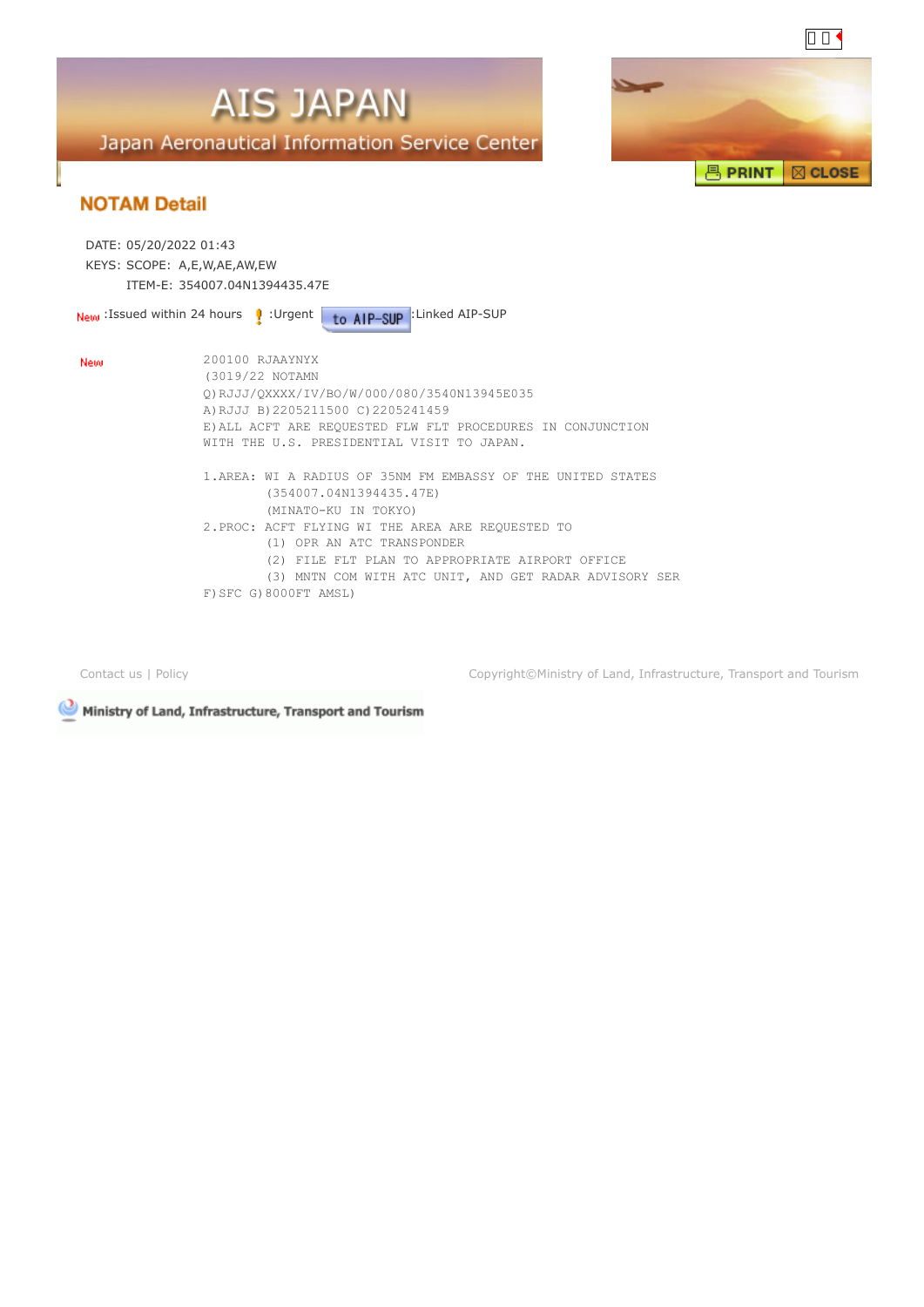# AIS JAPAN

Japan Aeronautical Information Service Center

PRINT | CLOSE

## NOTAM Detail

DATE: 05/20/2022 01:43

KEYS: SCOPE: A,E,W,AE,AW,EW

ITEM-E: 354007.04N1394435.47E

New :Issued within 24 hours ! :Urgent to AIP-SUP :Linked AIP-SUP

New

```
200100 RJAAYNYX
(3019/22 NOTAMN
Q)RJJJ/QXXXX/IV/BO/W/000/080/3540N13945E035
A)RJJJ B)2205211500 C)2205241459
E)ALL ACFT ARE REQUESTED FLW FLT PROCEDURES IN CONJUNCTION
WITH THE U.S. PRESIDENTIAL VISIT TO JAPAN.

1.AREA: WI A RADIUS OF 35NM FM EMBASSY OF THE UNITED STATES
        (354007.04N1394435.47E)
        (MINATO-KU IN TOKYO)
2.PROC: ACFT FLYING WI THE AREA ARE REQUESTED TO
        (1) OPR AN ATC TRANSPONDER
        (2) FILE FLT PLAN TO APPROPRIATE AIRPORT OFFICE
        (3) MNTN COM WITH ATC UNIT, AND GET RADAR ADVISORY SER
F)SFC G)8000FT AMSL)
```

Contact us | Policy

Copyright©Ministry of Land, Infrastructure, Transport and Tourism

Ministry of Land, Infrastructure, Transport and Tourism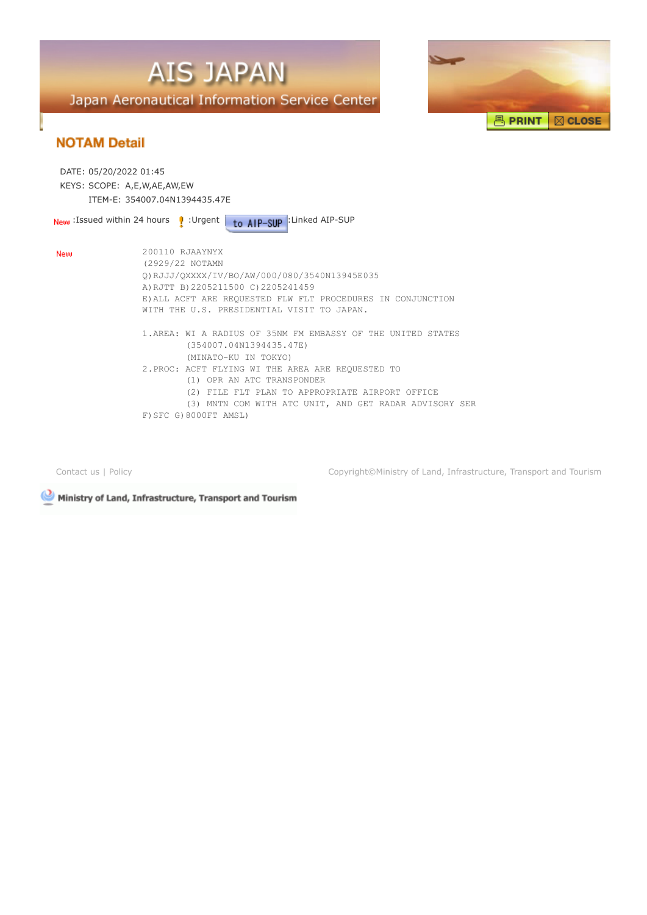AIS JAPAN

Japan Aeronautical Information Service Center

PRINT CLOSE

## NOTAM Detail

DATE: 05/20/2022 01:45

KEYS: SCOPE: A,E,W,AE,AW,EW

ITEM-E: 354007.04N1394435.47E

New :Issued within 24 hours ! :Urgent to AIP-SUP :Linked AIP-SUP

New

```
200110 RJAAYNYX
(2929/22 NOTAMN
Q)RJJJ/QXXXX/IV/BO/AW/000/080/3540N13945E035
A)RJTT B)2205211500 C)2205241459
E)ALL ACFT ARE REQUESTED FLW FLT PROCEDURES IN CONJUNCTION
WITH THE U.S. PRESIDENTIAL VISIT TO JAPAN.

1.AREA: WI A RADIUS OF 35NM FM EMBASSY OF THE UNITED STATES
        (354007.04N1394435.47E)
        (MINATO-KU IN TOKYO)
2.PROC: ACFT FLYING WI THE AREA ARE REQUESTED TO
        (1) OPR AN ATC TRANSPONDER
        (2) FILE FLT PLAN TO APPROPRIATE AIRPORT OFFICE
        (3) MNTN COM WITH ATC UNIT, AND GET RADAR ADVISORY SER
F)SFC G)8000FT AMSL)
```

Contact us | Policy

Copyright©Ministry of Land, Infrastructure, Transport and Tourism

Ministry of Land, Infrastructure, Transport and Tourism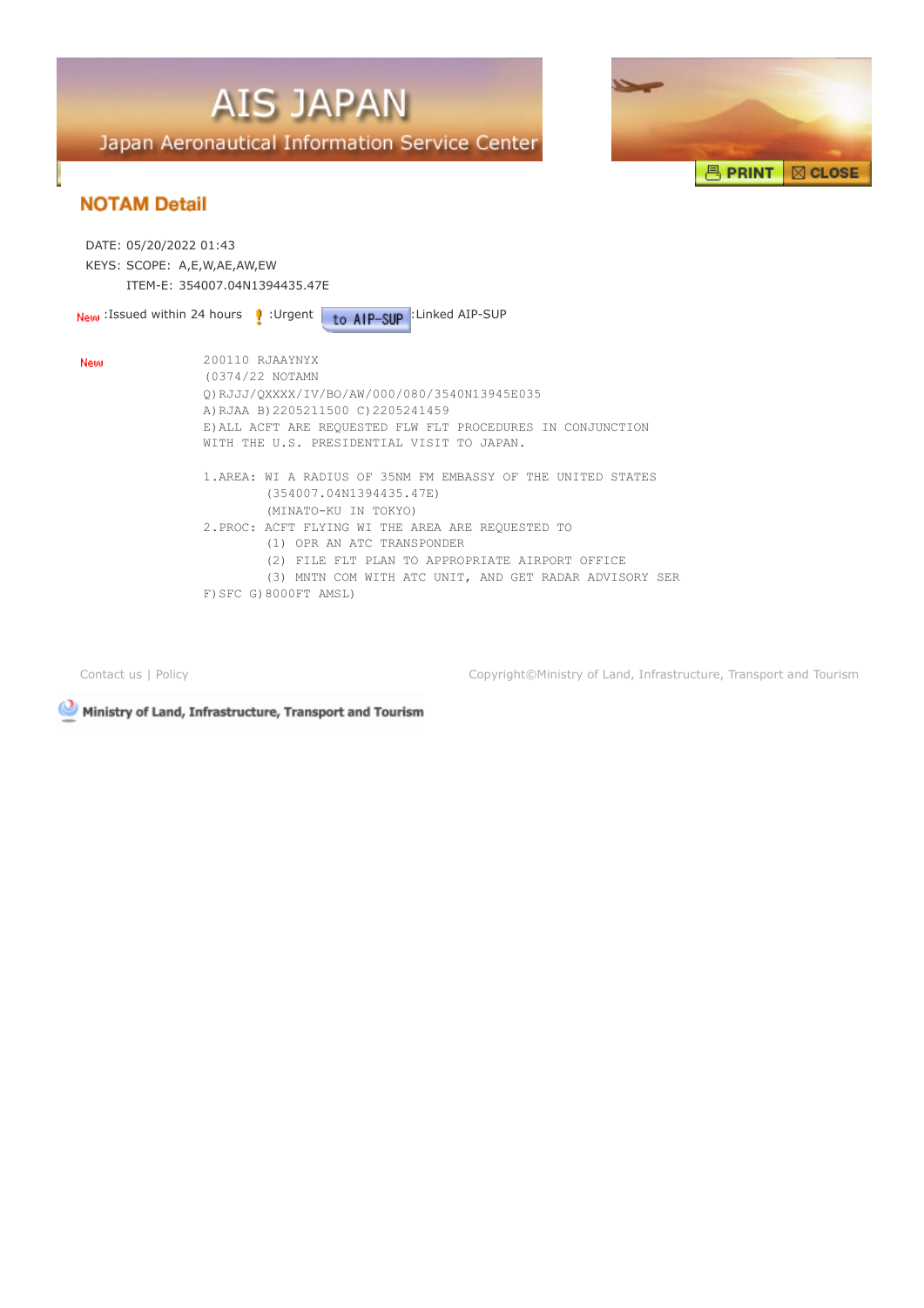AIS JAPAN

Japan Aeronautical Information Service Center

PRINT CLOSE

## NOTAM Detail

DATE: 05/20/2022 01:43

KEYS: SCOPE: A,E,W,AE,AW,EW

ITEM-E: 354007.04N1394435.47E

New :Issued within 24 hours ! :Urgent to AIP-SUP :Linked AIP-SUP

New

```
200110 RJAAYNYX
(0374/22 NOTAMN
Q)RJJJ/QXXXX/IV/BO/AW/000/080/3540N13945E035
A)RJAA B)2205211500 C)2205241459
E)ALL ACFT ARE REQUESTED FLW FLT PROCEDURES IN CONJUNCTION
WITH THE U.S. PRESIDENTIAL VISIT TO JAPAN.

1.AREA: WI A RADIUS OF 35NM FM EMBASSY OF THE UNITED STATES
        (354007.04N1394435.47E)
        (MINATO-KU IN TOKYO)
2.PROC: ACFT FLYING WI THE AREA ARE REQUESTED TO
        (1) OPR AN ATC TRANSPONDER
        (2) FILE FLT PLAN TO APPROPRIATE AIRPORT OFFICE
        (3) MNTN COM WITH ATC UNIT, AND GET RADAR ADVISORY SER
F)SFC G)8000FT AMSL)
```

Contact us | Policy

Copyright©Ministry of Land, Infrastructure, Transport and Tourism

Ministry of Land, Infrastructure, Transport and Tourism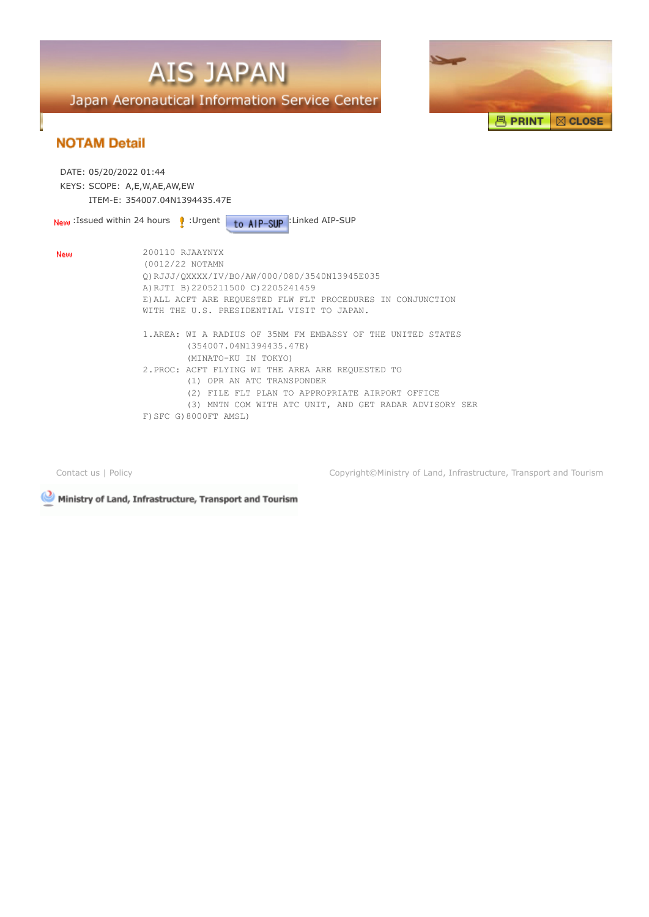# AIS JAPAN

Japan Aeronautical Information Service Center

PRINT | CLOSE

## NOTAM Detail

DATE: 05/20/2022 01:44

KEYS: SCOPE: A,E,W,AE,AW,EW

ITEM-E: 354007.04N1394435.47E

New :Issued within 24 hours ! :Urgent to AIP-SUP :Linked AIP-SUP

New

```
200110 RJAAYNYX
(0012/22 NOTAMN
Q)RJJJ/QXXXX/IV/BO/AW/000/080/3540N13945E035
A)RJTI B)2205211500 C)2205241459
E)ALL ACFT ARE REQUESTED FLW FLT PROCEDURES IN CONJUNCTION
WITH THE U.S. PRESIDENTIAL VISIT TO JAPAN.

1.AREA: WI A RADIUS OF 35NM FM EMBASSY OF THE UNITED STATES
        (354007.04N1394435.47E)
        (MINATO-KU IN TOKYO)
2.PROC: ACFT FLYING WI THE AREA ARE REQUESTED TO
        (1) OPR AN ATC TRANSPONDER
        (2) FILE FLT PLAN TO APPROPRIATE AIRPORT OFFICE
        (3) MNTN COM WITH ATC UNIT, AND GET RADAR ADVISORY SER
F)SFC G)8000FT AMSL)
```

Contact us | Policy

Copyright©Ministry of Land, Infrastructure, Transport and Tourism

Ministry of Land, Infrastructure, Transport and Tourism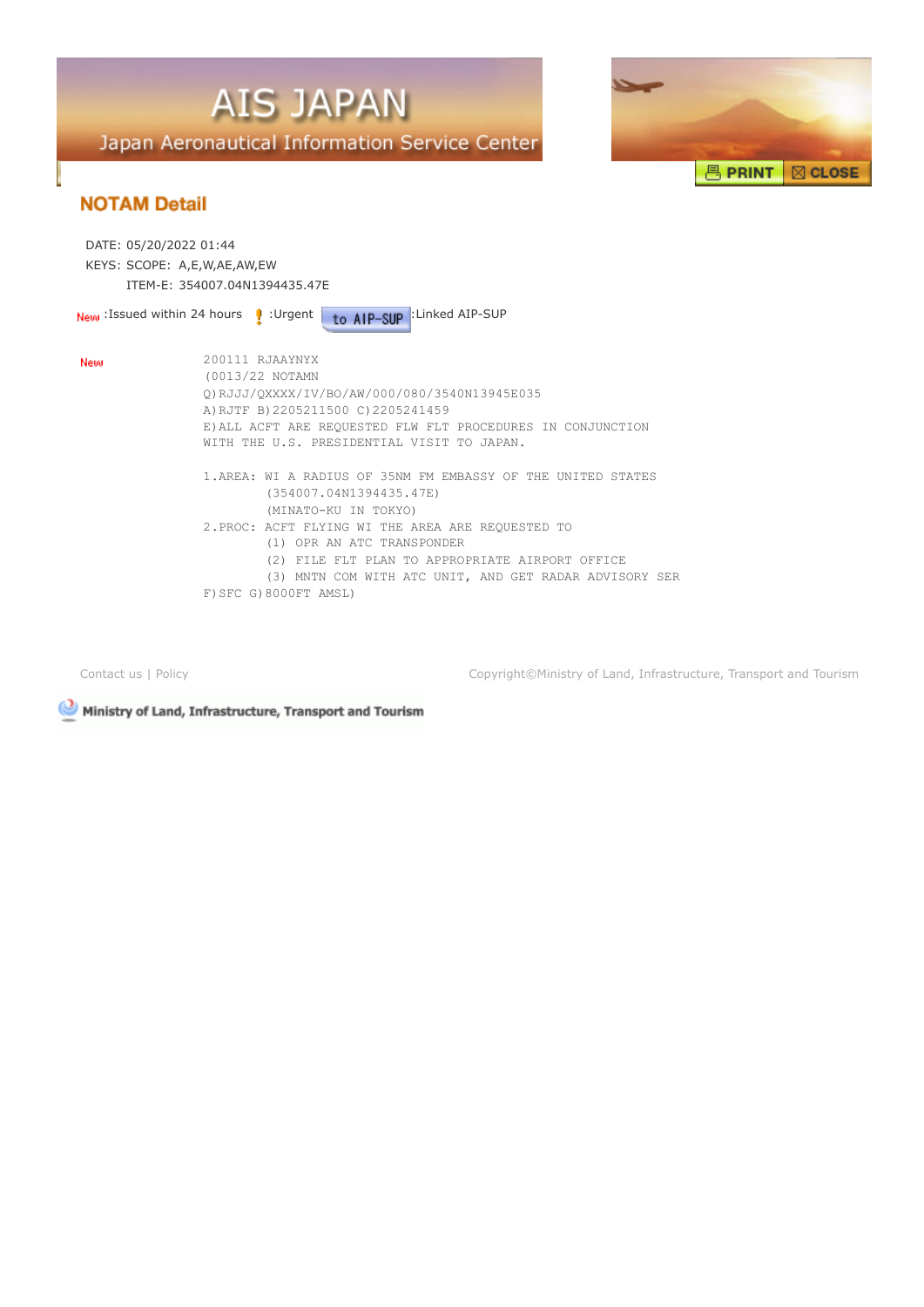# AIS JAPAN

Japan Aeronautical Information Service Center

PRINT | CLOSE

## NOTAM Detail

DATE: 05/20/2022 01:44

KEYS: SCOPE: A,E,W,AE,AW,EW

ITEM-E: 354007.04N1394435.47E

New :Issued within 24 hours ! :Urgent to AIP-SUP :Linked AIP-SUP

New

```
200111 RJAAYNYX
(0013/22 NOTAMN
Q)RJJJ/QXXXX/IV/BO/AW/000/080/3540N13945E035
A)RJTF B)2205211500 C)2205241459
E)ALL ACFT ARE REQUESTED FLW FLT PROCEDURES IN CONJUNCTION
WITH THE U.S. PRESIDENTIAL VISIT TO JAPAN.

1.AREA: WI A RADIUS OF 35NM FM EMBASSY OF THE UNITED STATES
        (354007.04N1394435.47E)
        (MINATO-KU IN TOKYO)
2.PROC: ACFT FLYING WI THE AREA ARE REQUESTED TO
        (1) OPR AN ATC TRANSPONDER
        (2) FILE FLT PLAN TO APPROPRIATE AIRPORT OFFICE
        (3) MNTN COM WITH ATC UNIT, AND GET RADAR ADVISORY SER
F)SFC G)8000FT AMSL)
```

Contact us | Policy

Copyright©Ministry of Land, Infrastructure, Transport and Tourism

Ministry of Land, Infrastructure, Transport and Tourism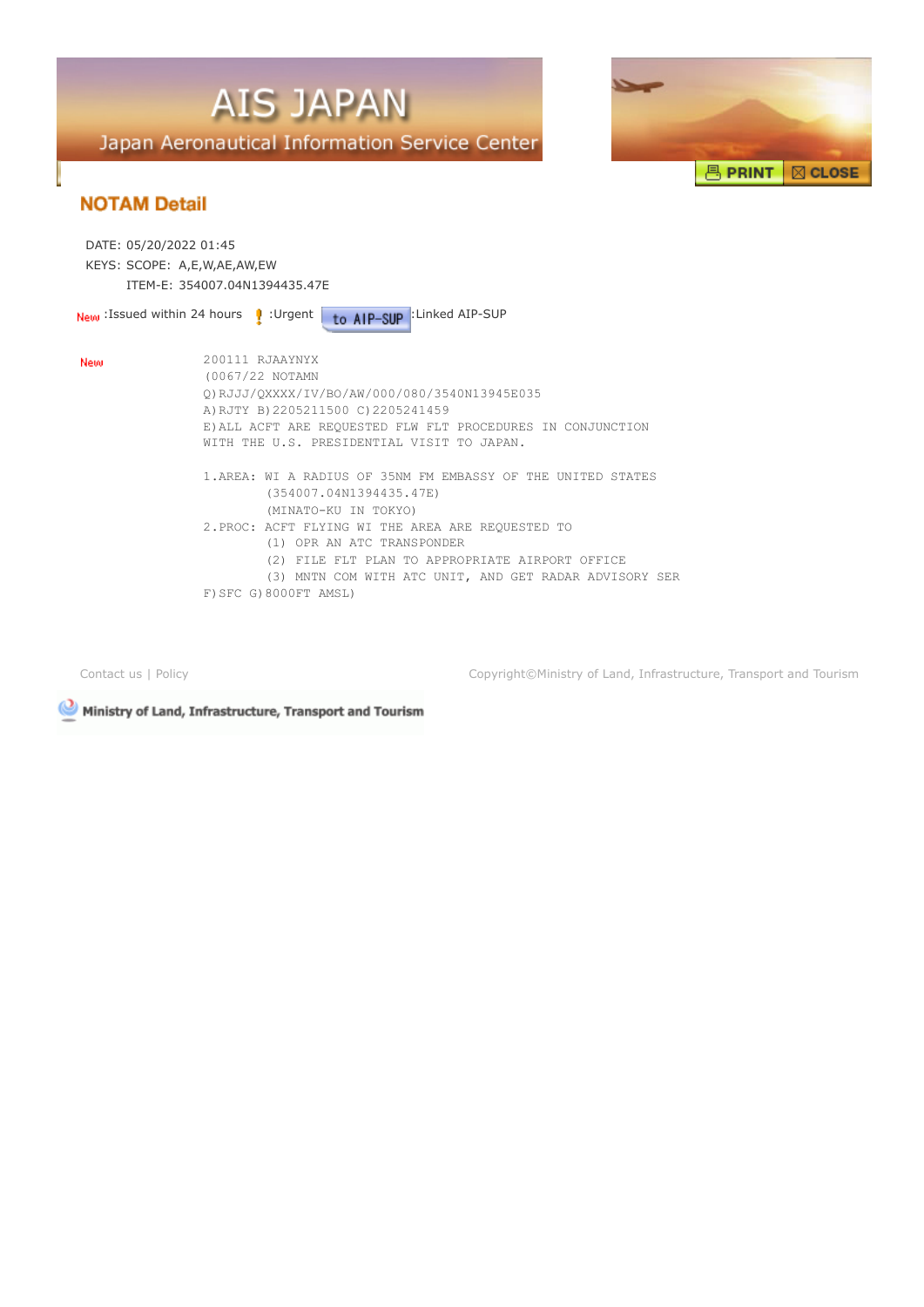AIS JAPAN

Japan Aeronautical Information Service Center

PRINT ☒ CLOSE

## NOTAM Detail

DATE: 05/20/2022 01:45

KEYS: SCOPE: A,E,W,AE,AW,EW

ITEM-E: 354007.04N1394435.47E

New :Issued within 24 hours ! :Urgent to AIP-SUP :Linked AIP-SUP

New

```
200111 RJAAYNYX
(0067/22 NOTAMN
Q)RJJJ/QXXXX/IV/BO/AW/000/080/3540N13945E035
A)RJTY B)2205211500 C)2205241459
E)ALL ACFT ARE REQUESTED FLW FLT PROCEDURES IN CONJUNCTION
WITH THE U.S. PRESIDENTIAL VISIT TO JAPAN.

1.AREA: WI A RADIUS OF 35NM FM EMBASSY OF THE UNITED STATES
        (354007.04N1394435.47E)
        (MINATO-KU IN TOKYO)
2.PROC: ACFT FLYING WI THE AREA ARE REQUESTED TO
        (1) OPR AN ATC TRANSPONDER
        (2) FILE FLT PLAN TO APPROPRIATE AIRPORT OFFICE
        (3) MNTN COM WITH ATC UNIT, AND GET RADAR ADVISORY SER
F)SFC G)8000FT AMSL)
```

Contact us | Policy

Copyright©Ministry of Land, Infrastructure, Transport and Tourism

Ministry of Land, Infrastructure, Transport and Tourism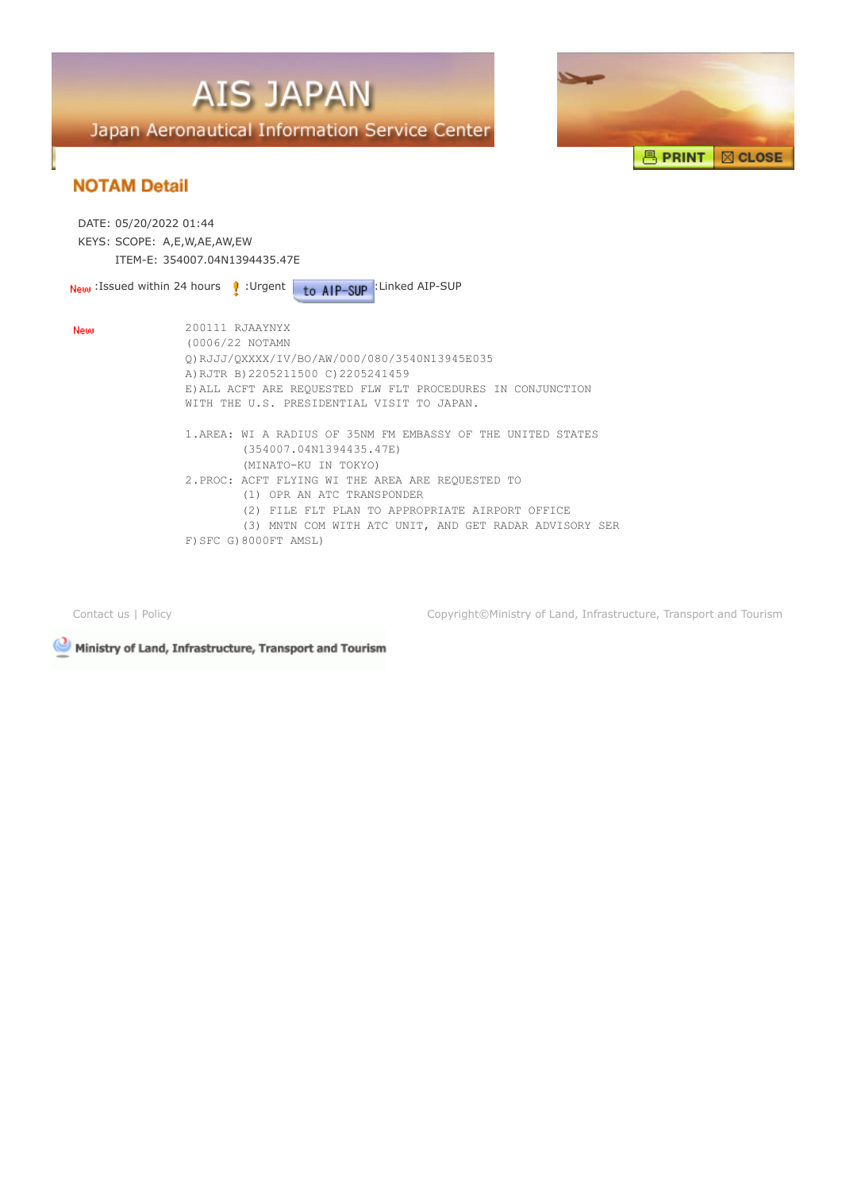# AIS JAPAN

Japan Aeronautical Information Service Center

PRINT | CLOSE

## NOTAM Detail

DATE: 05/20/2022 01:44

KEYS: SCOPE: A,E,W,AE,AW,EW

ITEM-E: 354007.04N1394435.47E

New :Issued within 24 hours ! :Urgent to AIP-SUP :Linked AIP-SUP

New

```
200111 RJAAYNYX
(0006/22 NOTAMN
Q)RJJJ/QXXXX/IV/BO/AW/000/080/3540N13945E035
A)RJTR B)2205211500 C)2205241459
E)ALL ACFT ARE REQUESTED FLW FLT PROCEDURES IN CONJUNCTION
WITH THE U.S. PRESIDENTIAL VISIT TO JAPAN.

1.AREA: WI A RADIUS OF 35NM FM EMBASSY OF THE UNITED STATES
        (354007.04N1394435.47E)
        (MINATO-KU IN TOKYO)
2.PROC: ACFT FLYING WI THE AREA ARE REQUESTED TO
        (1) OPR AN ATC TRANSPONDER
        (2) FILE FLT PLAN TO APPROPRIATE AIRPORT OFFICE
        (3) MNTN COM WITH ATC UNIT, AND GET RADAR ADVISORY SER
F)SFC G)8000FT AMSL)
```

Contact us | Policy

Copyright©Ministry of Land, Infrastructure, Transport and Tourism

Ministry of Land, Infrastructure, Transport and Tourism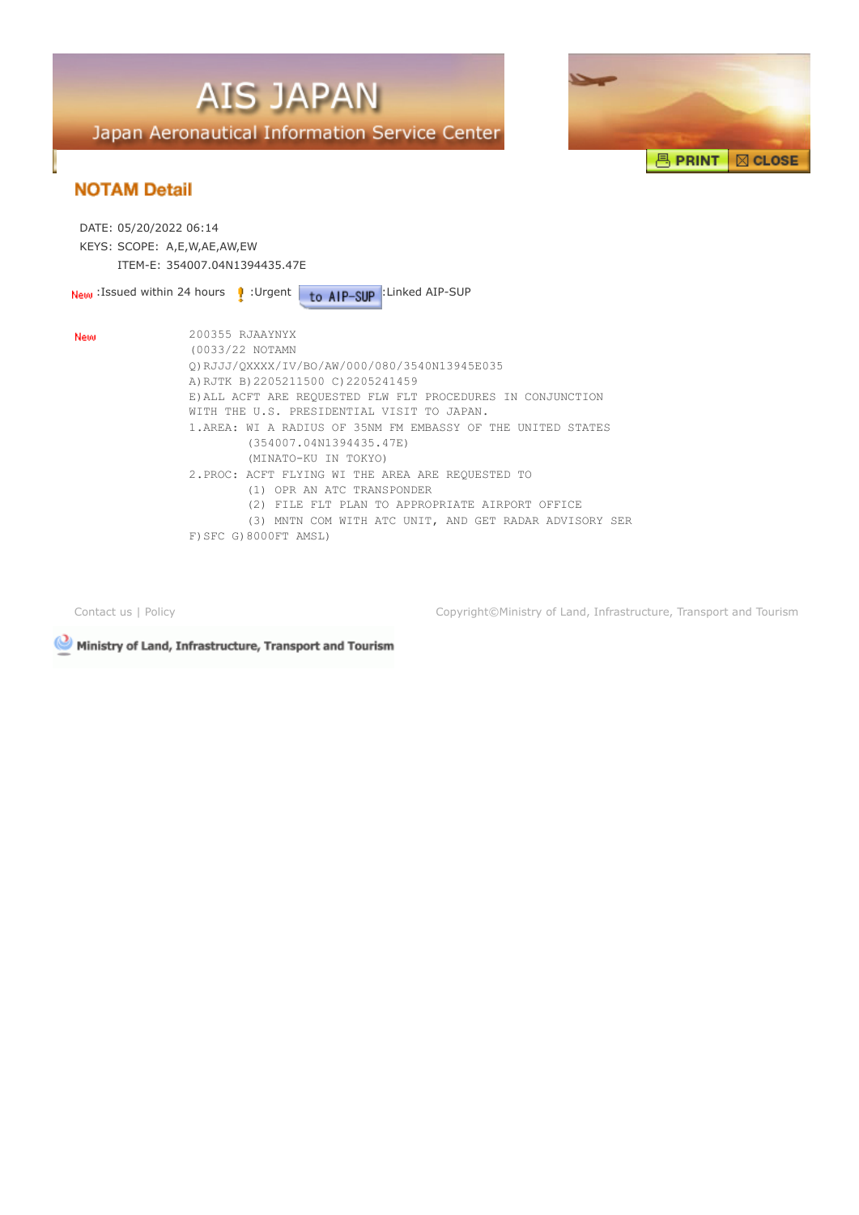# AIS JAPAN

Japan Aeronautical Information Service Center

PRINT CLOSE

## NOTAM Detail

DATE: 05/20/2022 06:14

KEYS: SCOPE: A,E,W,AE,AW,EW

ITEM-E: 354007.04N1394435.47E

New :Issued within 24 hours ! :Urgent to AIP-SUP :Linked AIP-SUP

New

```
200355 RJAAYNYX
(0033/22 NOTAMN
Q)RJJJ/QXXXX/IV/BO/AW/000/080/3540N13945E035
A)RJTK B)2205211500 C)2205241459
E)ALL ACFT ARE REQUESTED FLW FLT PROCEDURES IN CONJUNCTION
WITH THE U.S. PRESIDENTIAL VISIT TO JAPAN.
1.AREA: WI A RADIUS OF 35NM FM EMBASSY OF THE UNITED STATES
        (354007.04N1394435.47E)
        (MINATO-KU IN TOKYO)
2.PROC: ACFT FLYING WI THE AREA ARE REQUESTED TO
        (1) OPR AN ATC TRANSPONDER
        (2) FILE FLT PLAN TO APPROPRIATE AIRPORT OFFICE
        (3) MNTN COM WITH ATC UNIT, AND GET RADAR ADVISORY SER
F)SFC G)8000FT AMSL)
```

Contact us | Policy

Copyright©Ministry of Land, Infrastructure, Transport and Tourism

Ministry of Land, Infrastructure, Transport and Tourism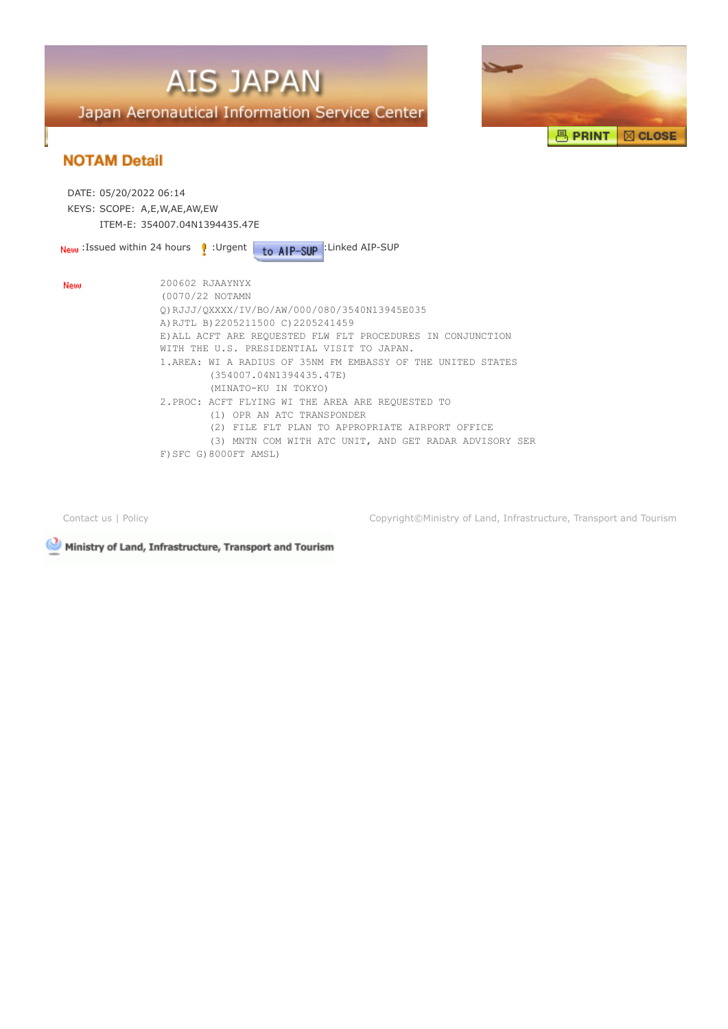# AIS JAPAN

Japan Aeronautical Information Service Center

PRINT | CLOSE

## NOTAM Detail

DATE: 05/20/2022 06:14

KEYS: SCOPE: A,E,W,AE,AW,EW

ITEM-E: 354007.04N1394435.47E

New :Issued within 24 hours ! :Urgent to AIP-SUP :Linked AIP-SUP

New

```
200602 RJAAYNYX
(0070/22 NOTAMN
Q)RJJJ/QXXXX/IV/BO/AW/000/080/3540N13945E035
A)RJTL B)2205211500 C)2205241459
E)ALL ACFT ARE REQUESTED FLW FLT PROCEDURES IN CONJUNCTION
WITH THE U.S. PRESIDENTIAL VISIT TO JAPAN.
1.AREA: WI A RADIUS OF 35NM FM EMBASSY OF THE UNITED STATES
        (354007.04N1394435.47E)
        (MINATO-KU IN TOKYO)
2.PROC: ACFT FLYING WI THE AREA ARE REQUESTED TO
        (1) OPR AN ATC TRANSPONDER
        (2) FILE FLT PLAN TO APPROPRIATE AIRPORT OFFICE
        (3) MNTN COM WITH ATC UNIT, AND GET RADAR ADVISORY SER
F)SFC G)8000FT AMSL)
```

Contact us | Policy

Copyright©Ministry of Land, Infrastructure, Transport and Tourism

Ministry of Land, Infrastructure, Transport and Tourism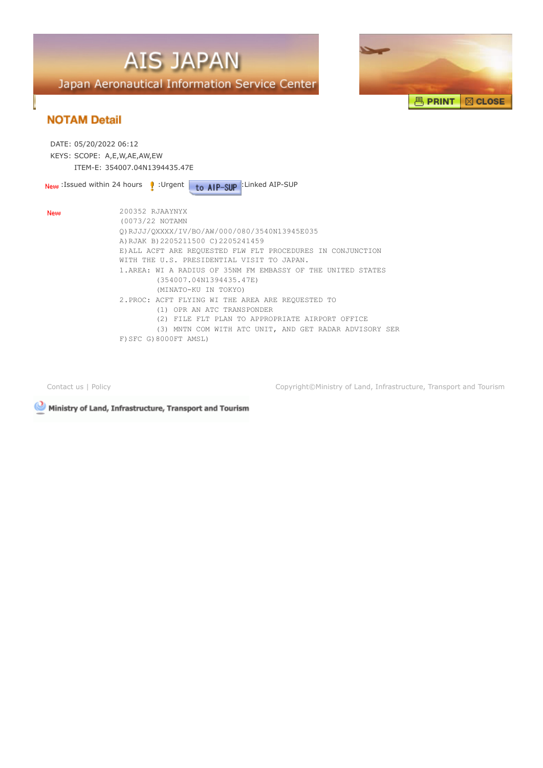# AIS JAPAN

Japan Aeronautical Information Service Center

## NOTAM Detail

DATE: 05/20/2022 06:12
KEYS: SCOPE: A,E,W,AE,AW,EW
ITEM-E: 354007.04N1394435.47E

New :Issued within 24 hours ! :Urgent to AIP-SUP :Linked AIP-SUP

New

```
200352 RJAAYNYX
(0073/22 NOTAMN
Q)RJJJ/QXXXX/IV/BO/AW/000/080/3540N13945E035
A)RJAK B)2205211500 C)2205241459
E)ALL ACFT ARE REQUESTED FLW FLT PROCEDURES IN CONJUNCTION
WITH THE U.S. PRESIDENTIAL VISIT TO JAPAN.
1.AREA: WI A RADIUS OF 35NM FM EMBASSY OF THE UNITED STATES
        (354007.04N1394435.47E)
        (MINATO-KU IN TOKYO)
2.PROC: ACFT FLYING WI THE AREA ARE REQUESTED TO
        (1) OPR AN ATC TRANSPONDER
        (2) FILE FLT PLAN TO APPROPRIATE AIRPORT OFFICE
        (3) MNTN COM WITH ATC UNIT, AND GET RADAR ADVISORY SER
F)SFC G)8000FT AMSL)
```

Contact us | Policy

Copyright©Ministry of Land, Infrastructure, Transport and Tourism

Ministry of Land, Infrastructure, Transport and Tourism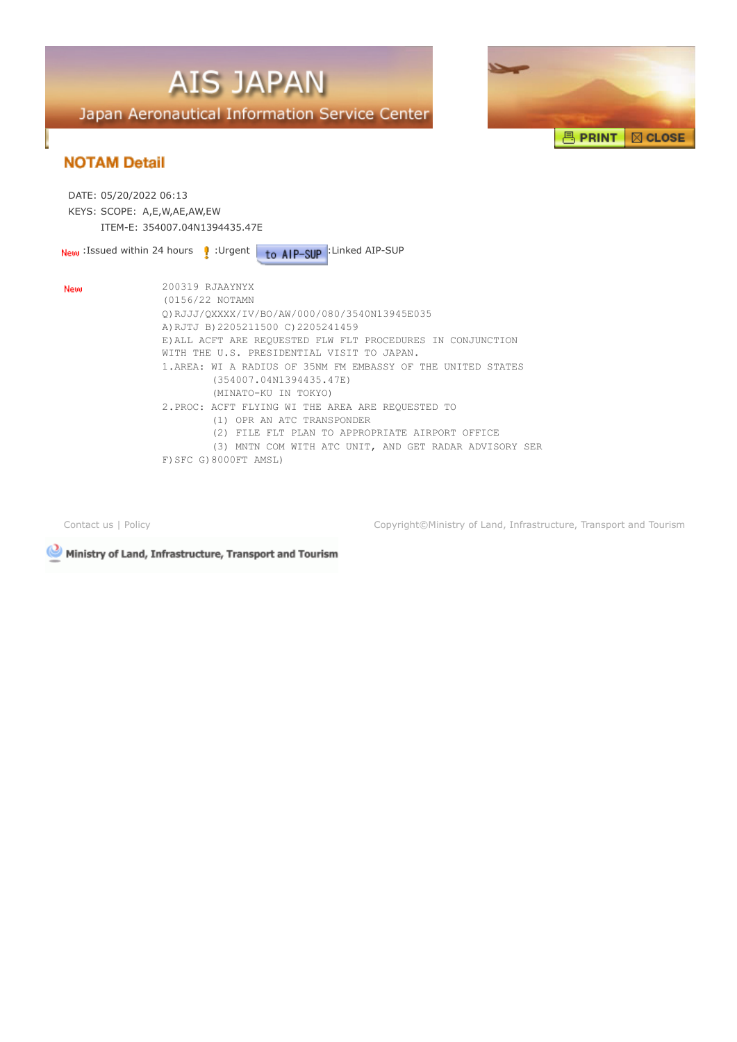# AIS JAPAN

Japan Aeronautical Information Service Center

PRINT CLOSE

## NOTAM Detail

DATE: 05/20/2022 06:13

KEYS: SCOPE: A,E,W,AE,AW,EW

ITEM-E: 354007.04N1394435.47E

New :Issued within 24 hours ! :Urgent to AIP-SUP :Linked AIP-SUP

New

```
200319 RJAAYNYX
(0156/22 NOTAMN
Q)RJJJ/QXXXX/IV/BO/AW/000/080/3540N13945E035
A)RJTJ B)2205211500 C)2205241459
E)ALL ACFT ARE REQUESTED FLW FLT PROCEDURES IN CONJUNCTION
WITH THE U.S. PRESIDENTIAL VISIT TO JAPAN.
1.AREA: WI A RADIUS OF 35NM FM EMBASSY OF THE UNITED STATES
        (354007.04N1394435.47E)
        (MINATO-KU IN TOKYO)
2.PROC: ACFT FLYING WI THE AREA ARE REQUESTED TO
        (1) OPR AN ATC TRANSPONDER
        (2) FILE FLT PLAN TO APPROPRIATE AIRPORT OFFICE
        (3) MNTN COM WITH ATC UNIT, AND GET RADAR ADVISORY SER
F)SFC G)8000FT AMSL)
```

Contact us | Policy

Copyright©Ministry of Land, Infrastructure, Transport and Tourism

Ministry of Land, Infrastructure, Transport and Tourism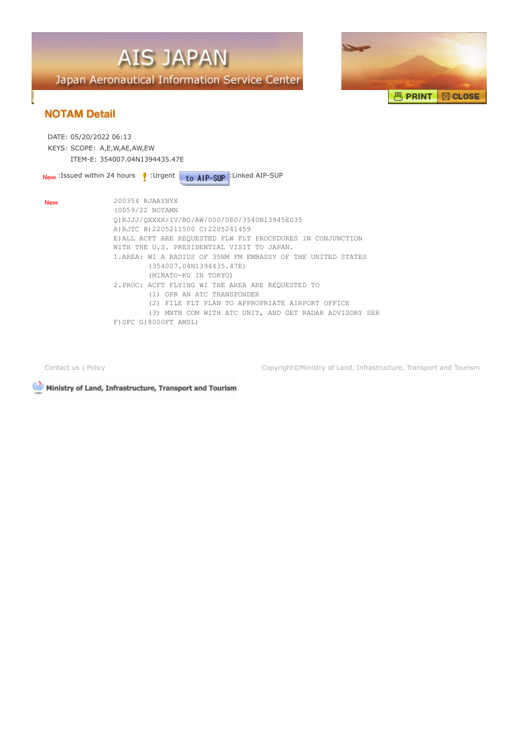# AIS JAPAN

Japan Aeronautical Information Service Center

PRINT CLOSE

## NOTAM Detail

DATE: 05/20/2022 06:13
KEYS: SCOPE: A,E,W,AE,AW,EW
ITEM-E: 354007.04N1394435.47E

New :Issued within 24 hours ! :Urgent to AIP-SUP :Linked AIP-SUP

New

```
200354 RJAAYNYX
(0059/22 NOTAMN
Q)RJJJ/QXXXX/IV/BO/AW/000/080/3540N13945E035
A)RJTC B)2205211500 C)2205241459
E)ALL ACFT ARE REQUESTED FLW FLT PROCEDURES IN CONJUNCTION
WITH THE U.S. PRESIDENTIAL VISIT TO JAPAN.
1.AREA: WI A RADIUS OF 35NM FM EMBASSY OF THE UNITED STATES
         (354007.04N1394435.47E)
         (MINATO-KU IN TOKYO)
2.PROC: ACFT FLYING WI THE AREA ARE REQUESTED TO
         (1) OPR AN ATC TRANSPONDER
         (2) FILE FLT PLAN TO APPROPRIATE AIRPORT OFFICE
         (3) MNTN COM WITH ATC UNIT, AND GET RADAR ADVISORY SER
F)SFC G)8000FT AMSL)
```

Contact us | Policy

Copyright©Ministry of Land, Infrastructure, Transport and Tourism

Ministry of Land, Infrastructure, Transport and Tourism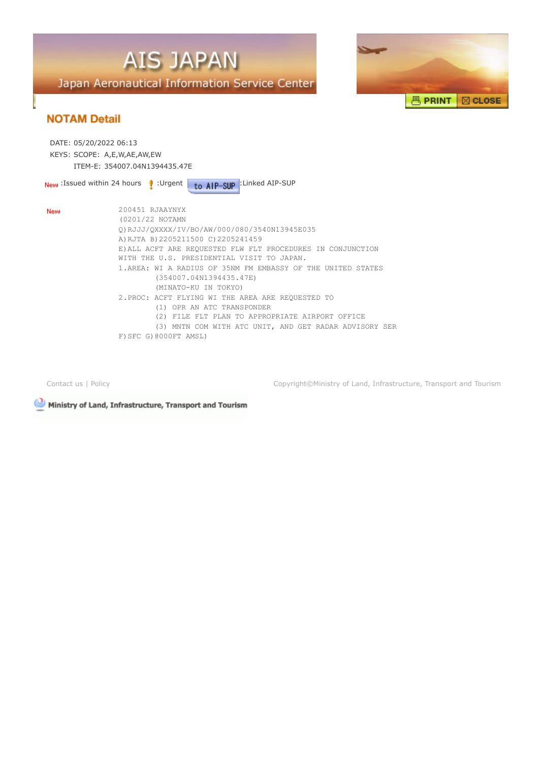# AIS JAPAN

Japan Aeronautical Information Service Center

PRINT CLOSE

## NOTAM Detail

DATE: 05/20/2022 06:13

KEYS: SCOPE: A,E,W,AE,AW,EW

ITEM-E: 354007.04N1394435.47E

New :Issued within 24 hours ! :Urgent to AIP-SUP :Linked AIP-SUP

New

```
200451 RJAAYNYX
(0201/22 NOTAMN
Q)RJJJ/QXXXX/IV/BO/AW/000/080/3540N13945E035
A)RJTA B)2205211500 C)2205241459
E)ALL ACFT ARE REQUESTED FLW FLT PROCEDURES IN CONJUNCTION
WITH THE U.S. PRESIDENTIAL VISIT TO JAPAN.
1.AREA: WI A RADIUS OF 35NM FM EMBASSY OF THE UNITED STATES
        (354007.04N1394435.47E)
        (MINATO-KU IN TOKYO)
2.PROC: ACFT FLYING WI THE AREA ARE REQUESTED TO
        (1) OPR AN ATC TRANSPONDER
        (2) FILE FLT PLAN TO APPROPRIATE AIRPORT OFFICE
        (3) MNTN COM WITH ATC UNIT, AND GET RADAR ADVISORY SER
F)SFC G)8000FT AMSL)
```

Contact us | Policy

Copyright©Ministry of Land, Infrastructure, Transport and Tourism

Ministry of Land, Infrastructure, Transport and Tourism